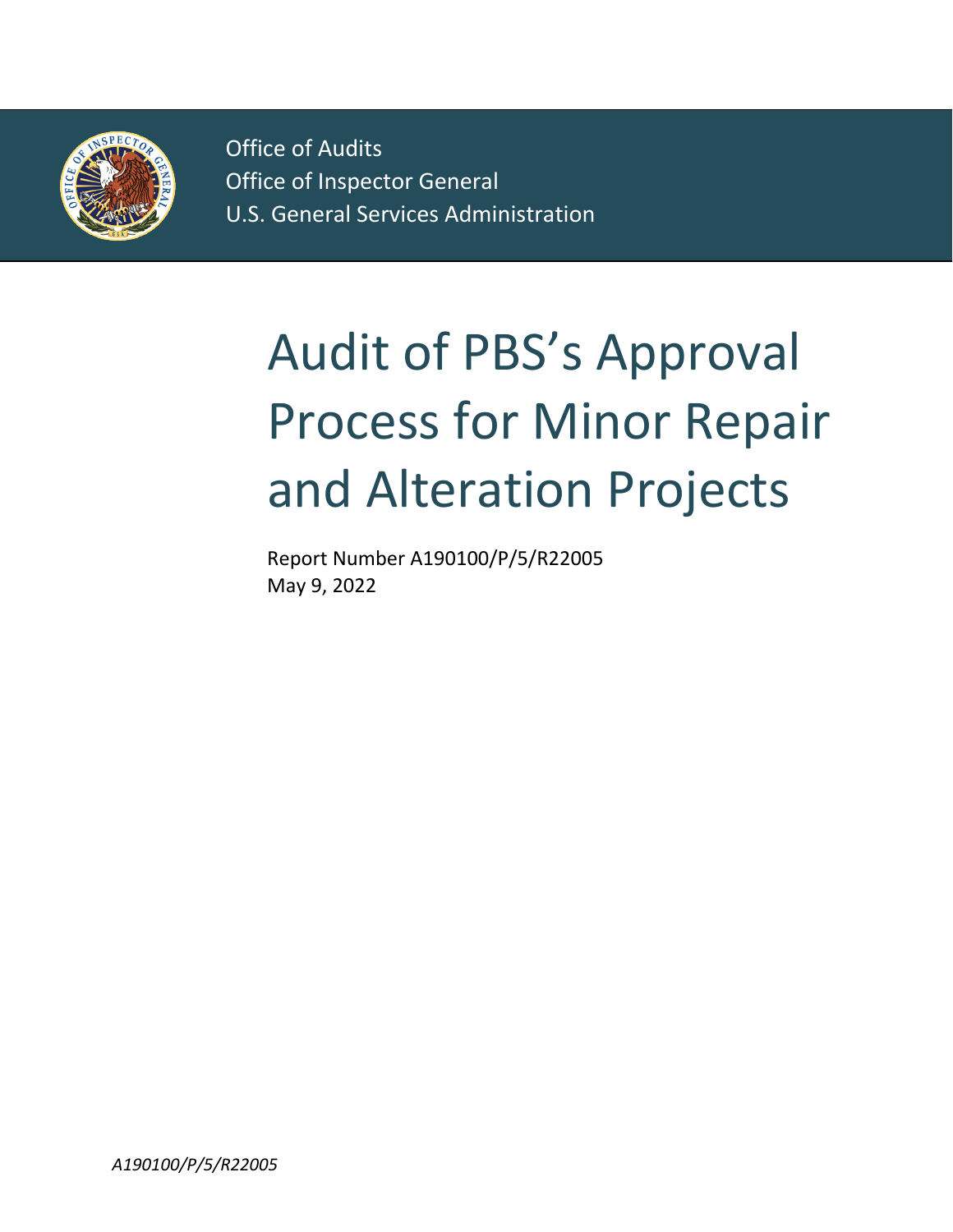Office of Audits
Office of Inspector General
U.S. General Services Administration

# Audit of PBS's Approval Process for Minor Repair and Alteration Projects

Report Number A190100/P/5/R22005
May 9, 2022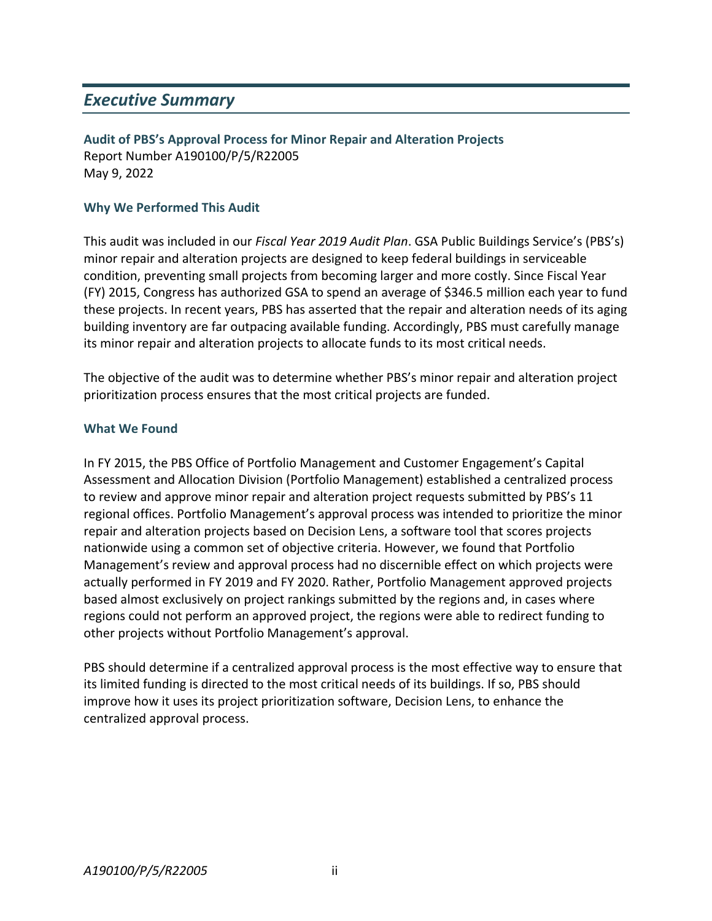## *Executive Summary*

**Audit of PBS's Approval Process for Minor Repair and Alteration Projects**
Report Number A190100/P/5/R22005
May 9, 2022

### Why We Performed This Audit

This audit was included in our *Fiscal Year 2019 Audit Plan*. GSA Public Buildings Service's (PBS's) minor repair and alteration projects are designed to keep federal buildings in serviceable condition, preventing small projects from becoming larger and more costly. Since Fiscal Year (FY) 2015, Congress has authorized GSA to spend an average of $346.5 million each year to fund these projects. In recent years, PBS has asserted that the repair and alteration needs of its aging building inventory are far outpacing available funding. Accordingly, PBS must carefully manage its minor repair and alteration projects to allocate funds to its most critical needs.

The objective of the audit was to determine whether PBS's minor repair and alteration project prioritization process ensures that the most critical projects are funded.

### What We Found

In FY 2015, the PBS Office of Portfolio Management and Customer Engagement's Capital Assessment and Allocation Division (Portfolio Management) established a centralized process to review and approve minor repair and alteration project requests submitted by PBS's 11 regional offices. Portfolio Management's approval process was intended to prioritize the minor repair and alteration projects based on Decision Lens, a software tool that scores projects nationwide using a common set of objective criteria. However, we found that Portfolio Management's review and approval process had no discernible effect on which projects were actually performed in FY 2019 and FY 2020. Rather, Portfolio Management approved projects based almost exclusively on project rankings submitted by the regions and, in cases where regions could not perform an approved project, the regions were able to redirect funding to other projects without Portfolio Management's approval.

PBS should determine if a centralized approval process is the most effective way to ensure that its limited funding is directed to the most critical needs of its buildings. If so, PBS should improve how it uses its project prioritization software, Decision Lens, to enhance the centralized approval process.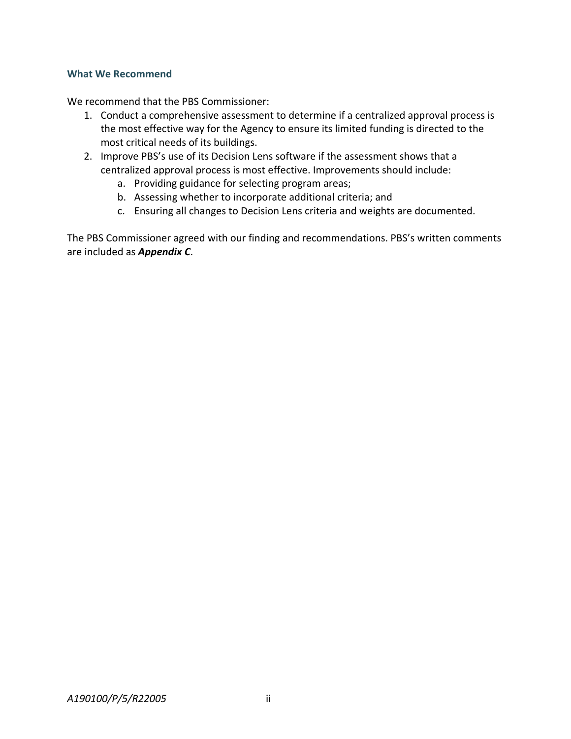### What We Recommend

We recommend that the PBS Commissioner:

1. Conduct a comprehensive assessment to determine if a centralized approval process is the most effective way for the Agency to ensure its limited funding is directed to the most critical needs of its buildings.
2. Improve PBS's use of its Decision Lens software if the assessment shows that a centralized approval process is most effective. Improvements should include:
   a. Providing guidance for selecting program areas;
   b. Assessing whether to incorporate additional criteria; and
   c. Ensuring all changes to Decision Lens criteria and weights are documented.

The PBS Commissioner agreed with our finding and recommendations. PBS's written comments are included as ***Appendix C***.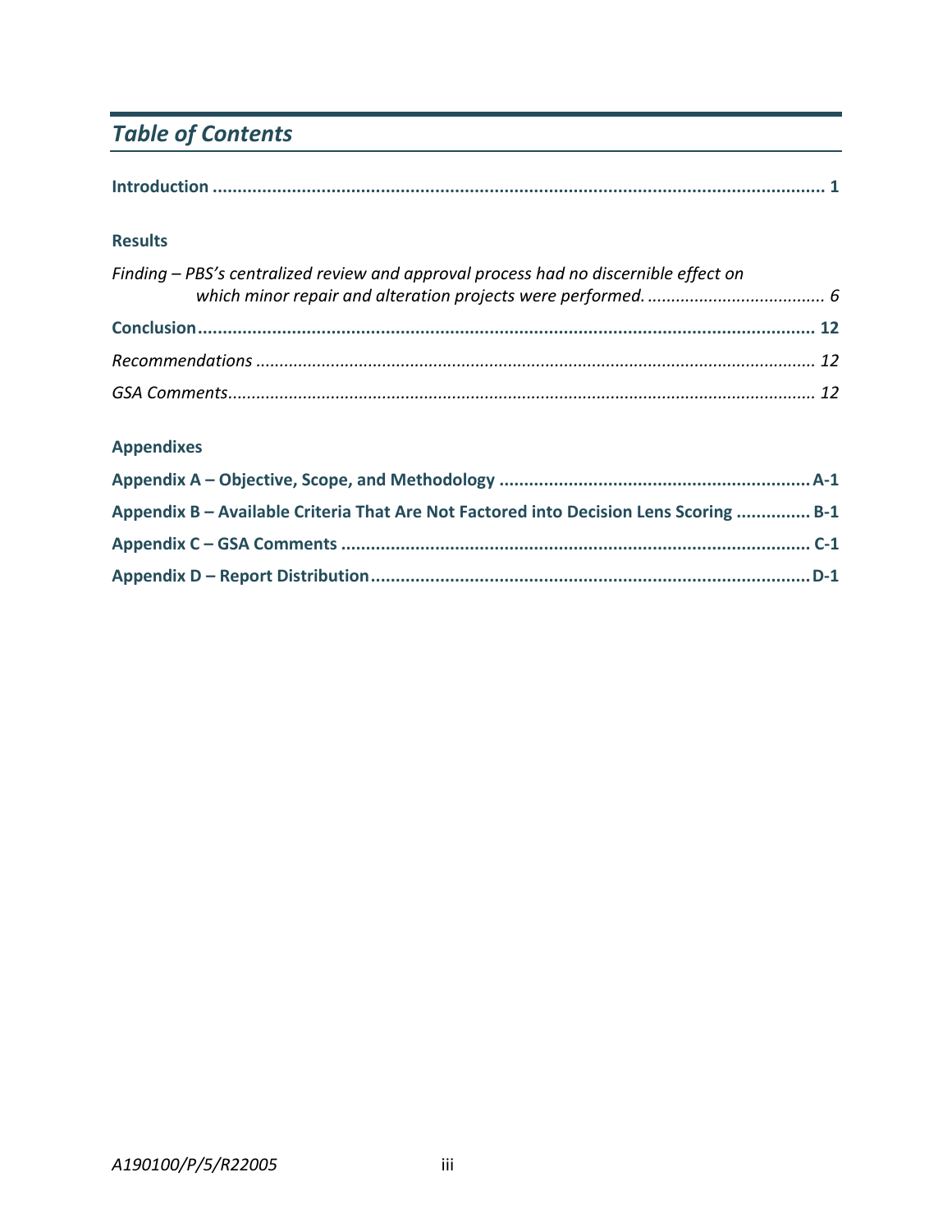# *Table of Contents*

**Introduction ............................................................................................................................ 1**

**Results**

*Finding – PBS's centralized review and approval process had no discernible effect on which minor repair and alteration projects were performed. ..................................... 6*

**Conclusion............................................................................................................................. 12**

*Recommendations ..................................................................................................................... 12*

*GSA Comments.......................................................................................................................... 12*

**Appendixes**

**Appendix A – Objective, Scope, and Methodology ................................................................A-1**

**Appendix B – Available Criteria That Are Not Factored into Decision Lens Scoring ............... B-1**

**Appendix C – GSA Comments ............................................................................................... C-1**

**Appendix D – Report Distribution.........................................................................................D-1**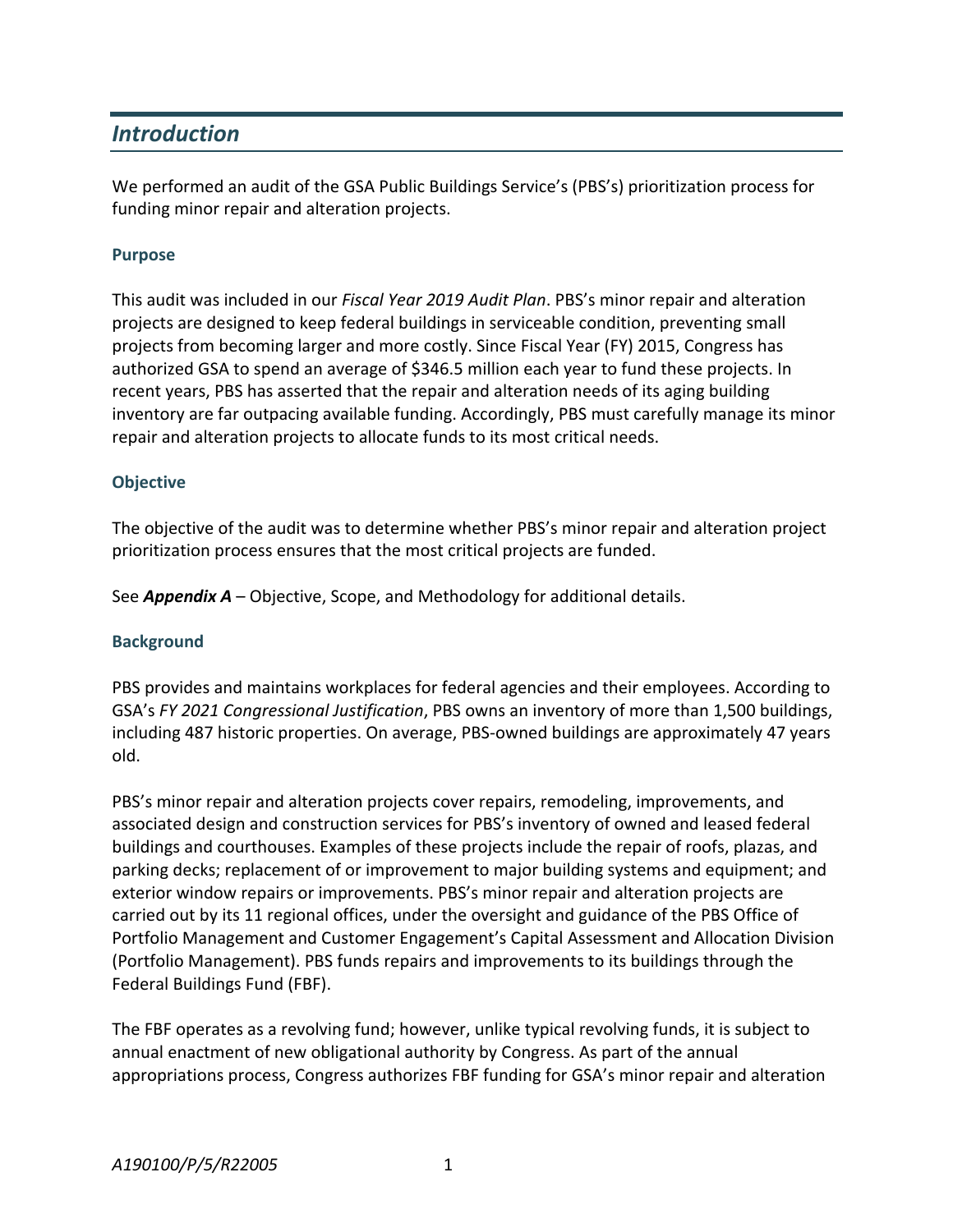## *Introduction*

We performed an audit of the GSA Public Buildings Service's (PBS's) prioritization process for funding minor repair and alteration projects.

### Purpose

This audit was included in our *Fiscal Year 2019 Audit Plan*. PBS's minor repair and alteration projects are designed to keep federal buildings in serviceable condition, preventing small projects from becoming larger and more costly. Since Fiscal Year (FY) 2015, Congress has authorized GSA to spend an average of $346.5 million each year to fund these projects. In recent years, PBS has asserted that the repair and alteration needs of its aging building inventory are far outpacing available funding. Accordingly, PBS must carefully manage its minor repair and alteration projects to allocate funds to its most critical needs.

### Objective

The objective of the audit was to determine whether PBS's minor repair and alteration project prioritization process ensures that the most critical projects are funded.

See ***Appendix A*** – Objective, Scope, and Methodology for additional details.

### Background

PBS provides and maintains workplaces for federal agencies and their employees. According to GSA's *FY 2021 Congressional Justification*, PBS owns an inventory of more than 1,500 buildings, including 487 historic properties. On average, PBS-owned buildings are approximately 47 years old.

PBS's minor repair and alteration projects cover repairs, remodeling, improvements, and associated design and construction services for PBS's inventory of owned and leased federal buildings and courthouses. Examples of these projects include the repair of roofs, plazas, and parking decks; replacement of or improvement to major building systems and equipment; and exterior window repairs or improvements. PBS's minor repair and alteration projects are carried out by its 11 regional offices, under the oversight and guidance of the PBS Office of Portfolio Management and Customer Engagement's Capital Assessment and Allocation Division (Portfolio Management). PBS funds repairs and improvements to its buildings through the Federal Buildings Fund (FBF).

The FBF operates as a revolving fund; however, unlike typical revolving funds, it is subject to annual enactment of new obligational authority by Congress. As part of the annual appropriations process, Congress authorizes FBF funding for GSA's minor repair and alteration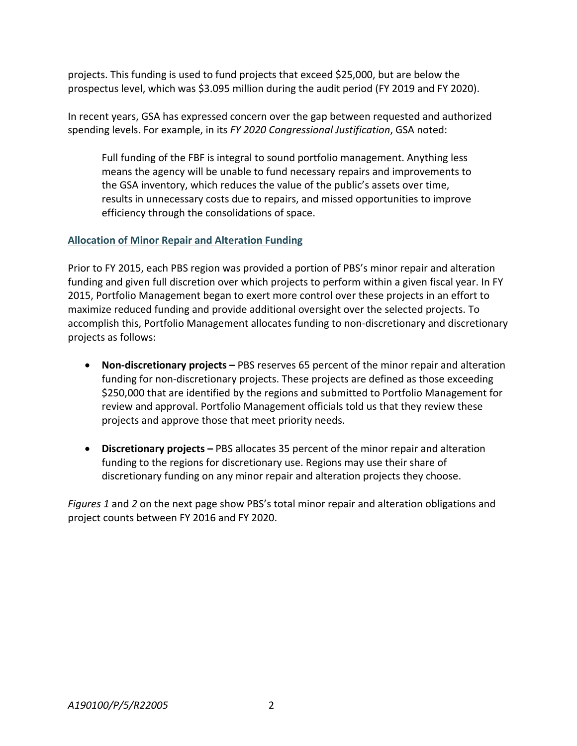projects. This funding is used to fund projects that exceed $25,000, but are below the prospectus level, which was $3.095 million during the audit period (FY 2019 and FY 2020).

In recent years, GSA has expressed concern over the gap between requested and authorized spending levels. For example, in its *FY 2020 Congressional Justification*, GSA noted:

> Full funding of the FBF is integral to sound portfolio management. Anything less means the agency will be unable to fund necessary repairs and improvements to the GSA inventory, which reduces the value of the public's assets over time, results in unnecessary costs due to repairs, and missed opportunities to improve efficiency through the consolidations of space.

## Allocation of Minor Repair and Alteration Funding

Prior to FY 2015, each PBS region was provided a portion of PBS's minor repair and alteration funding and given full discretion over which projects to perform within a given fiscal year. In FY 2015, Portfolio Management began to exert more control over these projects in an effort to maximize reduced funding and provide additional oversight over the selected projects. To accomplish this, Portfolio Management allocates funding to non-discretionary and discretionary projects as follows:

- **Non-discretionary projects –** PBS reserves 65 percent of the minor repair and alteration funding for non-discretionary projects. These projects are defined as those exceeding $250,000 that are identified by the regions and submitted to Portfolio Management for review and approval. Portfolio Management officials told us that they review these projects and approve those that meet priority needs.

- **Discretionary projects –** PBS allocates 35 percent of the minor repair and alteration funding to the regions for discretionary use. Regions may use their share of discretionary funding on any minor repair and alteration projects they choose.

*Figures 1* and *2* on the next page show PBS's total minor repair and alteration obligations and project counts between FY 2016 and FY 2020.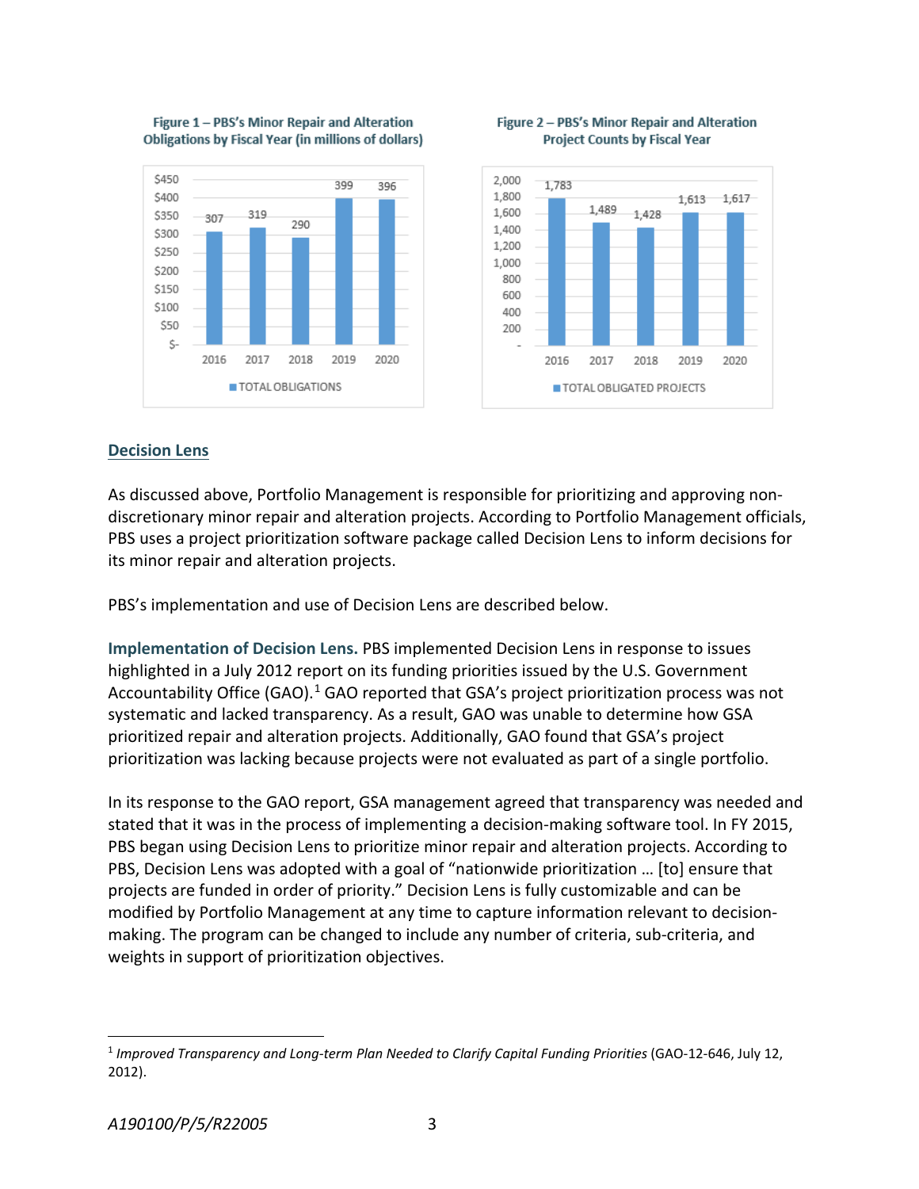**Figure 1 – PBS's Minor Repair and Alteration Obligations by Fiscal Year (in millions of dollars)**

| Fiscal Year | TOTAL OBLIGATIONS |
|---|---|
| 2016 | 307 |
| 2017 | 319 |
| 2018 | 290 |
| 2019 | 399 |
| 2020 | 396 |

**Figure 2 – PBS's Minor Repair and Alteration Project Counts by Fiscal Year**

| Fiscal Year | TOTAL OBLIGATED PROJECTS |
|---|---|
| 2016 | 1,783 |
| 2017 | 1,489 |
| 2018 | 1,428 |
| 2019 | 1,613 |
| 2020 | 1,617 |

## Decision Lens

As discussed above, Portfolio Management is responsible for prioritizing and approving non-discretionary minor repair and alteration projects. According to Portfolio Management officials, PBS uses a project prioritization software package called Decision Lens to inform decisions for its minor repair and alteration projects.

PBS's implementation and use of Decision Lens are described below.

**Implementation of Decision Lens.** PBS implemented Decision Lens in response to issues highlighted in a July 2012 report on its funding priorities issued by the U.S. Government Accountability Office (GAO).[1] GAO reported that GSA's project prioritization process was not systematic and lacked transparency. As a result, GAO was unable to determine how GSA prioritized repair and alteration projects. Additionally, GAO found that GSA's project prioritization was lacking because projects were not evaluated as part of a single portfolio.

In its response to the GAO report, GSA management agreed that transparency was needed and stated that it was in the process of implementing a decision-making software tool. In FY 2015, PBS began using Decision Lens to prioritize minor repair and alteration projects. According to PBS, Decision Lens was adopted with a goal of "nationwide prioritization … [to] ensure that projects are funded in order of priority." Decision Lens is fully customizable and can be modified by Portfolio Management at any time to capture information relevant to decision-making. The program can be changed to include any number of criteria, sub-criteria, and weights in support of prioritization objectives.

---

[1] *Improved Transparency and Long-term Plan Needed to Clarify Capital Funding Priorities* (GAO-12-646, July 12, 2012).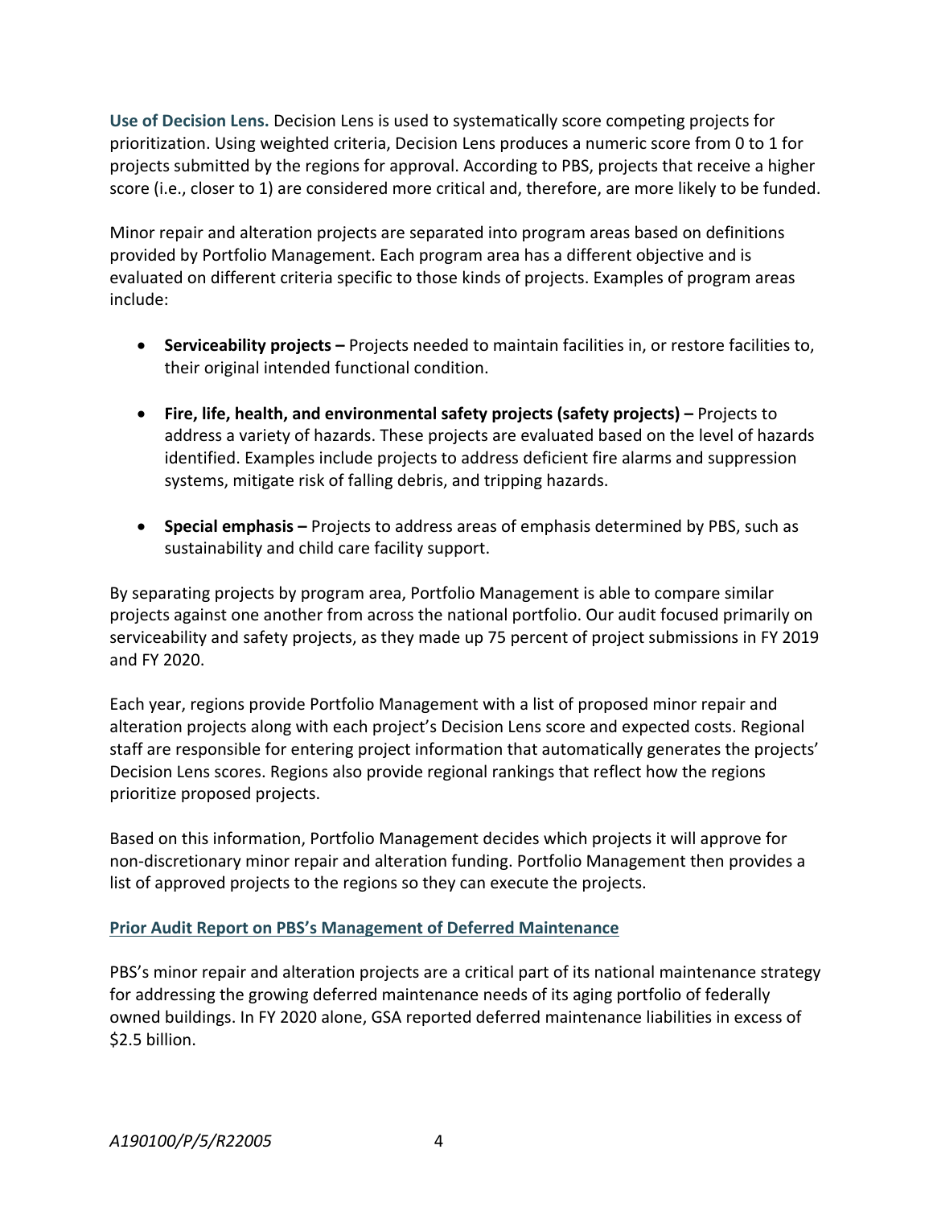**Use of Decision Lens.** Decision Lens is used to systematically score competing projects for prioritization. Using weighted criteria, Decision Lens produces a numeric score from 0 to 1 for projects submitted by the regions for approval. According to PBS, projects that receive a higher score (i.e., closer to 1) are considered more critical and, therefore, are more likely to be funded.

Minor repair and alteration projects are separated into program areas based on definitions provided by Portfolio Management. Each program area has a different objective and is evaluated on different criteria specific to those kinds of projects. Examples of program areas include:

- **Serviceability projects –** Projects needed to maintain facilities in, or restore facilities to, their original intended functional condition.
- **Fire, life, health, and environmental safety projects (safety projects) –** Projects to address a variety of hazards. These projects are evaluated based on the level of hazards identified. Examples include projects to address deficient fire alarms and suppression systems, mitigate risk of falling debris, and tripping hazards.
- **Special emphasis –** Projects to address areas of emphasis determined by PBS, such as sustainability and child care facility support.

By separating projects by program area, Portfolio Management is able to compare similar projects against one another from across the national portfolio. Our audit focused primarily on serviceability and safety projects, as they made up 75 percent of project submissions in FY 2019 and FY 2020.

Each year, regions provide Portfolio Management with a list of proposed minor repair and alteration projects along with each project's Decision Lens score and expected costs. Regional staff are responsible for entering project information that automatically generates the projects' Decision Lens scores. Regions also provide regional rankings that reflect how the regions prioritize proposed projects.

Based on this information, Portfolio Management decides which projects it will approve for non-discretionary minor repair and alteration funding. Portfolio Management then provides a list of approved projects to the regions so they can execute the projects.

## Prior Audit Report on PBS's Management of Deferred Maintenance

PBS's minor repair and alteration projects are a critical part of its national maintenance strategy for addressing the growing deferred maintenance needs of its aging portfolio of federally owned buildings. In FY 2020 alone, GSA reported deferred maintenance liabilities in excess of $2.5 billion.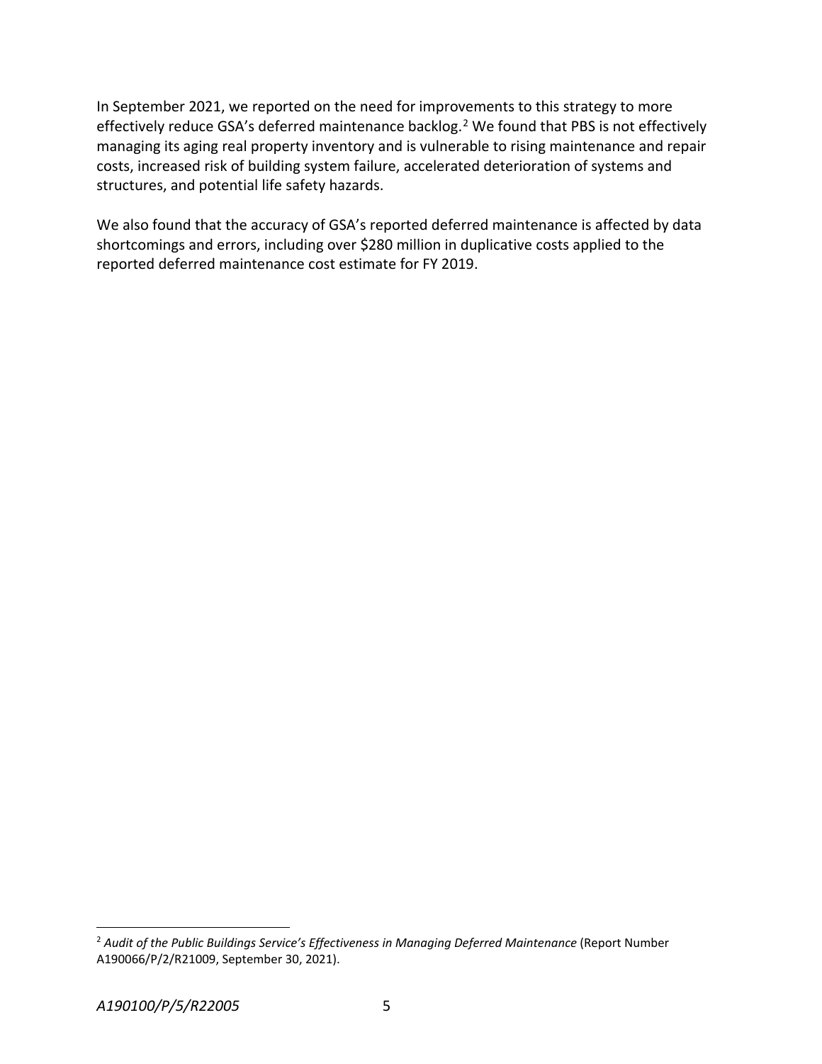In September 2021, we reported on the need for improvements to this strategy to more effectively reduce GSA's deferred maintenance backlog.[2] We found that PBS is not effectively managing its aging real property inventory and is vulnerable to rising maintenance and repair costs, increased risk of building system failure, accelerated deterioration of systems and structures, and potential life safety hazards.

We also found that the accuracy of GSA's reported deferred maintenance is affected by data shortcomings and errors, including over $280 million in duplicative costs applied to the reported deferred maintenance cost estimate for FY 2019.

---

[2] *Audit of the Public Buildings Service's Effectiveness in Managing Deferred Maintenance* (Report Number A190066/P/2/R21009, September 30, 2021).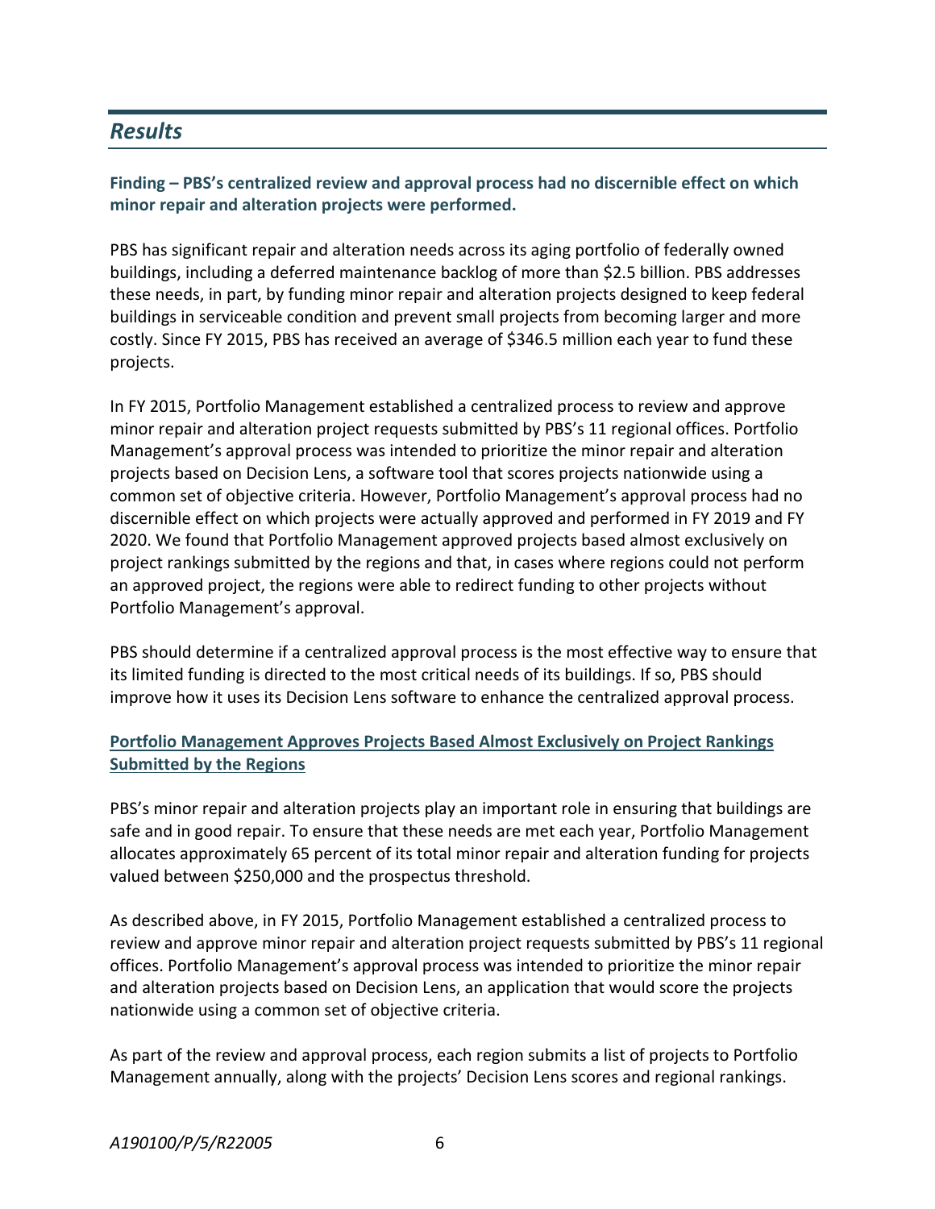## *Results*

**Finding – PBS's centralized review and approval process had no discernible effect on which minor repair and alteration projects were performed.**

PBS has significant repair and alteration needs across its aging portfolio of federally owned buildings, including a deferred maintenance backlog of more than $2.5 billion. PBS addresses these needs, in part, by funding minor repair and alteration projects designed to keep federal buildings in serviceable condition and prevent small projects from becoming larger and more costly. Since FY 2015, PBS has received an average of $346.5 million each year to fund these projects.

In FY 2015, Portfolio Management established a centralized process to review and approve minor repair and alteration project requests submitted by PBS's 11 regional offices. Portfolio Management's approval process was intended to prioritize the minor repair and alteration projects based on Decision Lens, a software tool that scores projects nationwide using a common set of objective criteria. However, Portfolio Management's approval process had no discernible effect on which projects were actually approved and performed in FY 2019 and FY 2020. We found that Portfolio Management approved projects based almost exclusively on project rankings submitted by the regions and that, in cases where regions could not perform an approved project, the regions were able to redirect funding to other projects without Portfolio Management's approval.

PBS should determine if a centralized approval process is the most effective way to ensure that its limited funding is directed to the most critical needs of its buildings. If so, PBS should improve how it uses its Decision Lens software to enhance the centralized approval process.

### Portfolio Management Approves Projects Based Almost Exclusively on Project Rankings Submitted by the Regions

PBS's minor repair and alteration projects play an important role in ensuring that buildings are safe and in good repair. To ensure that these needs are met each year, Portfolio Management allocates approximately 65 percent of its total minor repair and alteration funding for projects valued between $250,000 and the prospectus threshold.

As described above, in FY 2015, Portfolio Management established a centralized process to review and approve minor repair and alteration project requests submitted by PBS's 11 regional offices. Portfolio Management's approval process was intended to prioritize the minor repair and alteration projects based on Decision Lens, an application that would score the projects nationwide using a common set of objective criteria.

As part of the review and approval process, each region submits a list of projects to Portfolio Management annually, along with the projects' Decision Lens scores and regional rankings.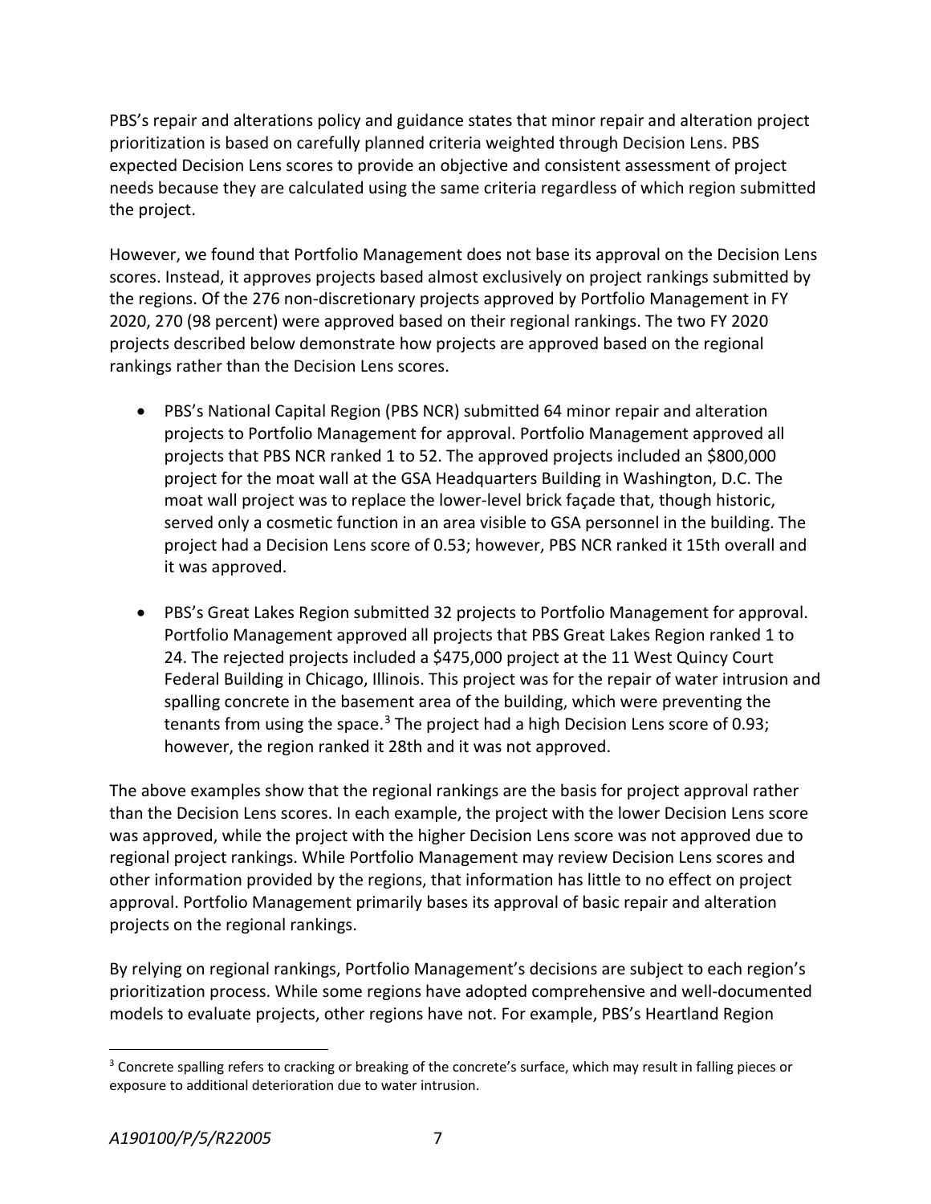PBS's repair and alterations policy and guidance states that minor repair and alteration project prioritization is based on carefully planned criteria weighted through Decision Lens. PBS expected Decision Lens scores to provide an objective and consistent assessment of project needs because they are calculated using the same criteria regardless of which region submitted the project.

However, we found that Portfolio Management does not base its approval on the Decision Lens scores. Instead, it approves projects based almost exclusively on project rankings submitted by the regions. Of the 276 non-discretionary projects approved by Portfolio Management in FY 2020, 270 (98 percent) were approved based on their regional rankings. The two FY 2020 projects described below demonstrate how projects are approved based on the regional rankings rather than the Decision Lens scores.

- PBS's National Capital Region (PBS NCR) submitted 64 minor repair and alteration projects to Portfolio Management for approval. Portfolio Management approved all projects that PBS NCR ranked 1 to 52. The approved projects included an $800,000 project for the moat wall at the GSA Headquarters Building in Washington, D.C. The moat wall project was to replace the lower-level brick façade that, though historic, served only a cosmetic function in an area visible to GSA personnel in the building. The project had a Decision Lens score of 0.53; however, PBS NCR ranked it 15th overall and it was approved.
- PBS's Great Lakes Region submitted 32 projects to Portfolio Management for approval. Portfolio Management approved all projects that PBS Great Lakes Region ranked 1 to 24. The rejected projects included a $475,000 project at the 11 West Quincy Court Federal Building in Chicago, Illinois. This project was for the repair of water intrusion and spalling concrete in the basement area of the building, which were preventing the tenants from using the space.[3] The project had a high Decision Lens score of 0.93; however, the region ranked it 28th and it was not approved.

The above examples show that the regional rankings are the basis for project approval rather than the Decision Lens scores. In each example, the project with the lower Decision Lens score was approved, while the project with the higher Decision Lens score was not approved due to regional project rankings. While Portfolio Management may review Decision Lens scores and other information provided by the regions, that information has little to no effect on project approval. Portfolio Management primarily bases its approval of basic repair and alteration projects on the regional rankings.

By relying on regional rankings, Portfolio Management's decisions are subject to each region's prioritization process. While some regions have adopted comprehensive and well-documented models to evaluate projects, other regions have not. For example, PBS's Heartland Region

[3] Concrete spalling refers to cracking or breaking of the concrete's surface, which may result in falling pieces or exposure to additional deterioration due to water intrusion.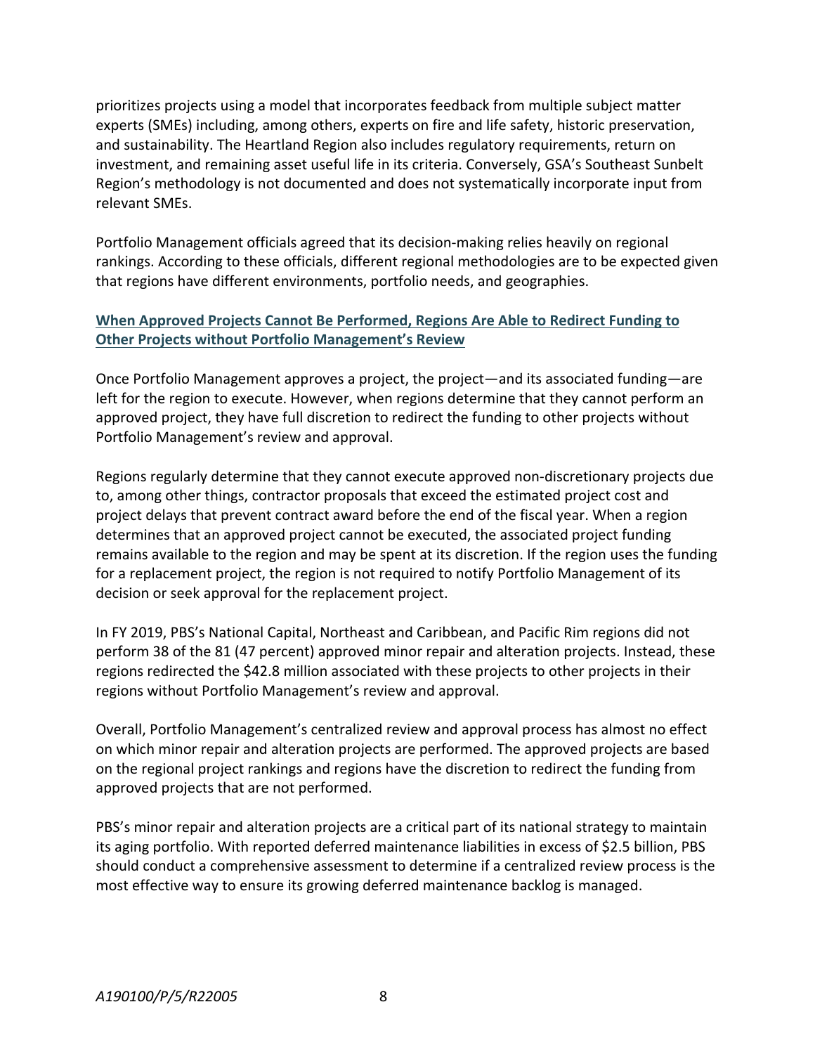prioritizes projects using a model that incorporates feedback from multiple subject matter experts (SMEs) including, among others, experts on fire and life safety, historic preservation, and sustainability. The Heartland Region also includes regulatory requirements, return on investment, and remaining asset useful life in its criteria. Conversely, GSA's Southeast Sunbelt Region's methodology is not documented and does not systematically incorporate input from relevant SMEs.

Portfolio Management officials agreed that its decision-making relies heavily on regional rankings. According to these officials, different regional methodologies are to be expected given that regions have different environments, portfolio needs, and geographies.

### When Approved Projects Cannot Be Performed, Regions Are Able to Redirect Funding to Other Projects without Portfolio Management's Review

Once Portfolio Management approves a project, the project—and its associated funding—are left for the region to execute. However, when regions determine that they cannot perform an approved project, they have full discretion to redirect the funding to other projects without Portfolio Management's review and approval.

Regions regularly determine that they cannot execute approved non-discretionary projects due to, among other things, contractor proposals that exceed the estimated project cost and project delays that prevent contract award before the end of the fiscal year. When a region determines that an approved project cannot be executed, the associated project funding remains available to the region and may be spent at its discretion. If the region uses the funding for a replacement project, the region is not required to notify Portfolio Management of its decision or seek approval for the replacement project.

In FY 2019, PBS's National Capital, Northeast and Caribbean, and Pacific Rim regions did not perform 38 of the 81 (47 percent) approved minor repair and alteration projects. Instead, these regions redirected the $42.8 million associated with these projects to other projects in their regions without Portfolio Management's review and approval.

Overall, Portfolio Management's centralized review and approval process has almost no effect on which minor repair and alteration projects are performed. The approved projects are based on the regional project rankings and regions have the discretion to redirect the funding from approved projects that are not performed.

PBS's minor repair and alteration projects are a critical part of its national strategy to maintain its aging portfolio. With reported deferred maintenance liabilities in excess of $2.5 billion, PBS should conduct a comprehensive assessment to determine if a centralized review process is the most effective way to ensure its growing deferred maintenance backlog is managed.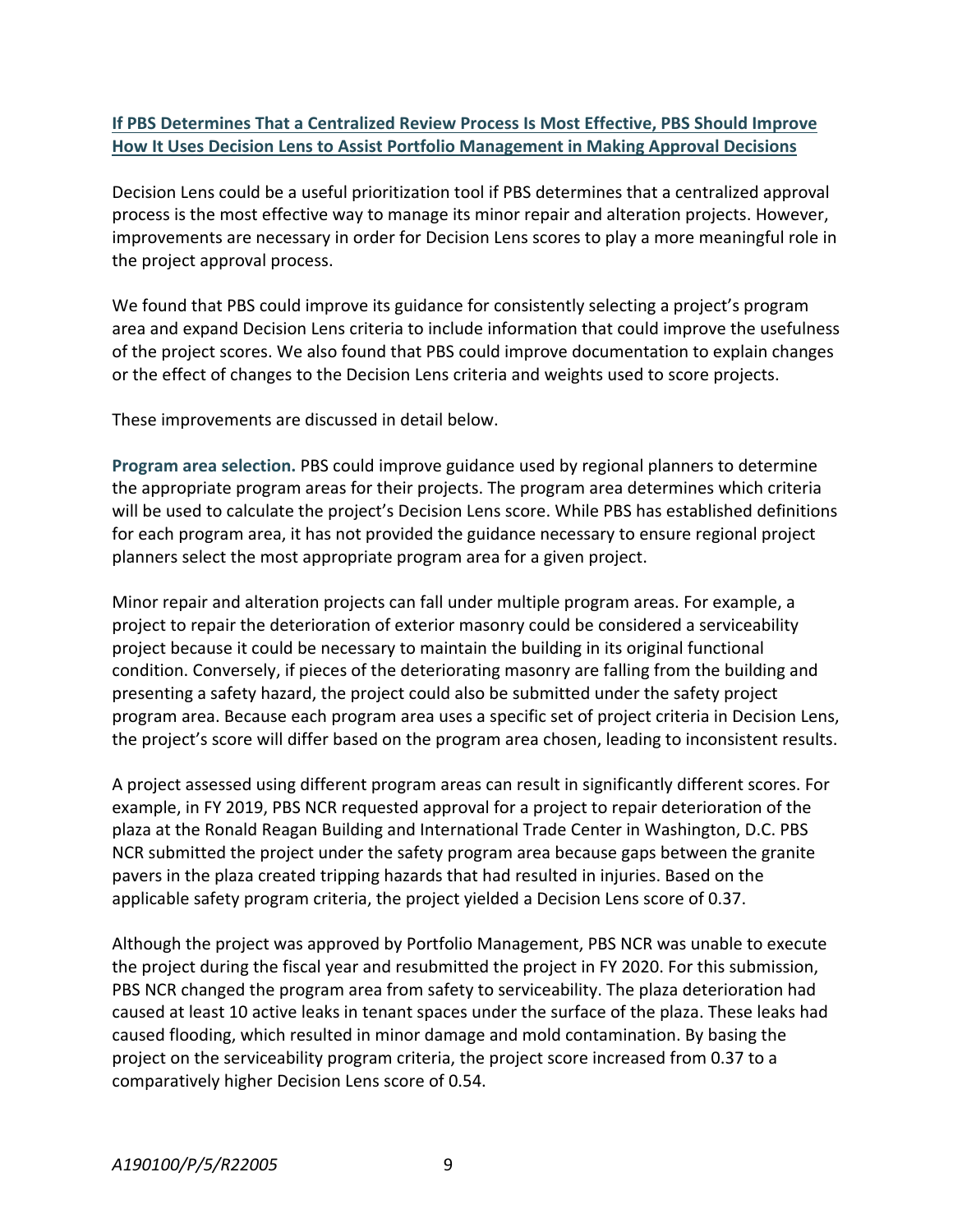## If PBS Determines That a Centralized Review Process Is Most Effective, PBS Should Improve How It Uses Decision Lens to Assist Portfolio Management in Making Approval Decisions

Decision Lens could be a useful prioritization tool if PBS determines that a centralized approval process is the most effective way to manage its minor repair and alteration projects. However, improvements are necessary in order for Decision Lens scores to play a more meaningful role in the project approval process.

We found that PBS could improve its guidance for consistently selecting a project's program area and expand Decision Lens criteria to include information that could improve the usefulness of the project scores. We also found that PBS could improve documentation to explain changes or the effect of changes to the Decision Lens criteria and weights used to score projects.

These improvements are discussed in detail below.

**Program area selection.** PBS could improve guidance used by regional planners to determine the appropriate program areas for their projects. The program area determines which criteria will be used to calculate the project's Decision Lens score. While PBS has established definitions for each program area, it has not provided the guidance necessary to ensure regional project planners select the most appropriate program area for a given project.

Minor repair and alteration projects can fall under multiple program areas. For example, a project to repair the deterioration of exterior masonry could be considered a serviceability project because it could be necessary to maintain the building in its original functional condition. Conversely, if pieces of the deteriorating masonry are falling from the building and presenting a safety hazard, the project could also be submitted under the safety project program area. Because each program area uses a specific set of project criteria in Decision Lens, the project's score will differ based on the program area chosen, leading to inconsistent results.

A project assessed using different program areas can result in significantly different scores. For example, in FY 2019, PBS NCR requested approval for a project to repair deterioration of the plaza at the Ronald Reagan Building and International Trade Center in Washington, D.C. PBS NCR submitted the project under the safety program area because gaps between the granite pavers in the plaza created tripping hazards that had resulted in injuries. Based on the applicable safety program criteria, the project yielded a Decision Lens score of 0.37.

Although the project was approved by Portfolio Management, PBS NCR was unable to execute the project during the fiscal year and resubmitted the project in FY 2020. For this submission, PBS NCR changed the program area from safety to serviceability. The plaza deterioration had caused at least 10 active leaks in tenant spaces under the surface of the plaza. These leaks had caused flooding, which resulted in minor damage and mold contamination. By basing the project on the serviceability program criteria, the project score increased from 0.37 to a comparatively higher Decision Lens score of 0.54.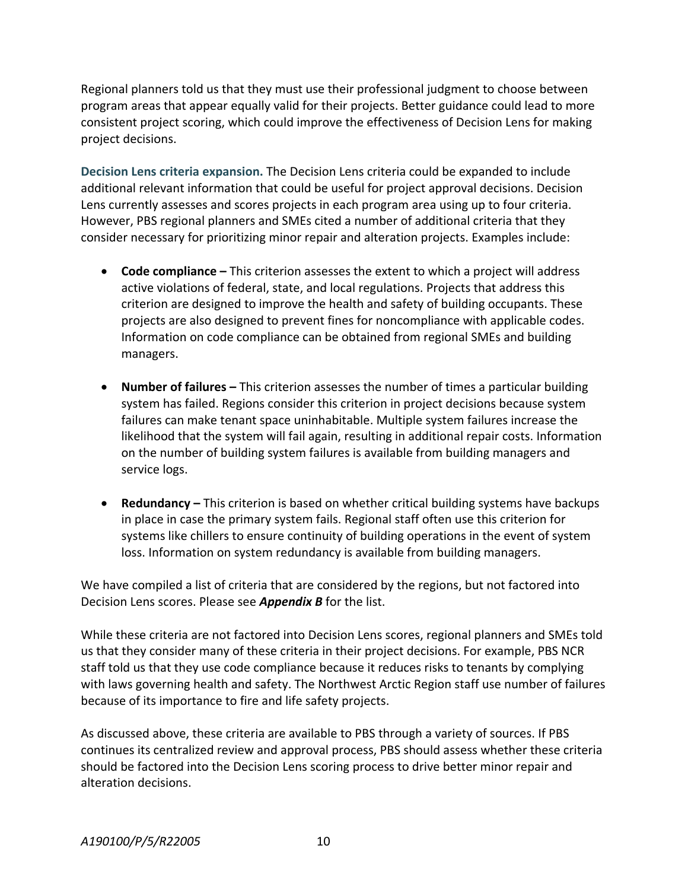Regional planners told us that they must use their professional judgment to choose between program areas that appear equally valid for their projects. Better guidance could lead to more consistent project scoring, which could improve the effectiveness of Decision Lens for making project decisions.

**Decision Lens criteria expansion.** The Decision Lens criteria could be expanded to include additional relevant information that could be useful for project approval decisions. Decision Lens currently assesses and scores projects in each program area using up to four criteria. However, PBS regional planners and SMEs cited a number of additional criteria that they consider necessary for prioritizing minor repair and alteration projects. Examples include:

- **Code compliance –** This criterion assesses the extent to which a project will address active violations of federal, state, and local regulations. Projects that address this criterion are designed to improve the health and safety of building occupants. These projects are also designed to prevent fines for noncompliance with applicable codes. Information on code compliance can be obtained from regional SMEs and building managers.

- **Number of failures –** This criterion assesses the number of times a particular building system has failed. Regions consider this criterion in project decisions because system failures can make tenant space uninhabitable. Multiple system failures increase the likelihood that the system will fail again, resulting in additional repair costs. Information on the number of building system failures is available from building managers and service logs.

- **Redundancy –** This criterion is based on whether critical building systems have backups in place in case the primary system fails. Regional staff often use this criterion for systems like chillers to ensure continuity of building operations in the event of system loss. Information on system redundancy is available from building managers.

We have compiled a list of criteria that are considered by the regions, but not factored into Decision Lens scores. Please see ***Appendix B*** for the list.

While these criteria are not factored into Decision Lens scores, regional planners and SMEs told us that they consider many of these criteria in their project decisions. For example, PBS NCR staff told us that they use code compliance because it reduces risks to tenants by complying with laws governing health and safety. The Northwest Arctic Region staff use number of failures because of its importance to fire and life safety projects.

As discussed above, these criteria are available to PBS through a variety of sources. If PBS continues its centralized review and approval process, PBS should assess whether these criteria should be factored into the Decision Lens scoring process to drive better minor repair and alteration decisions.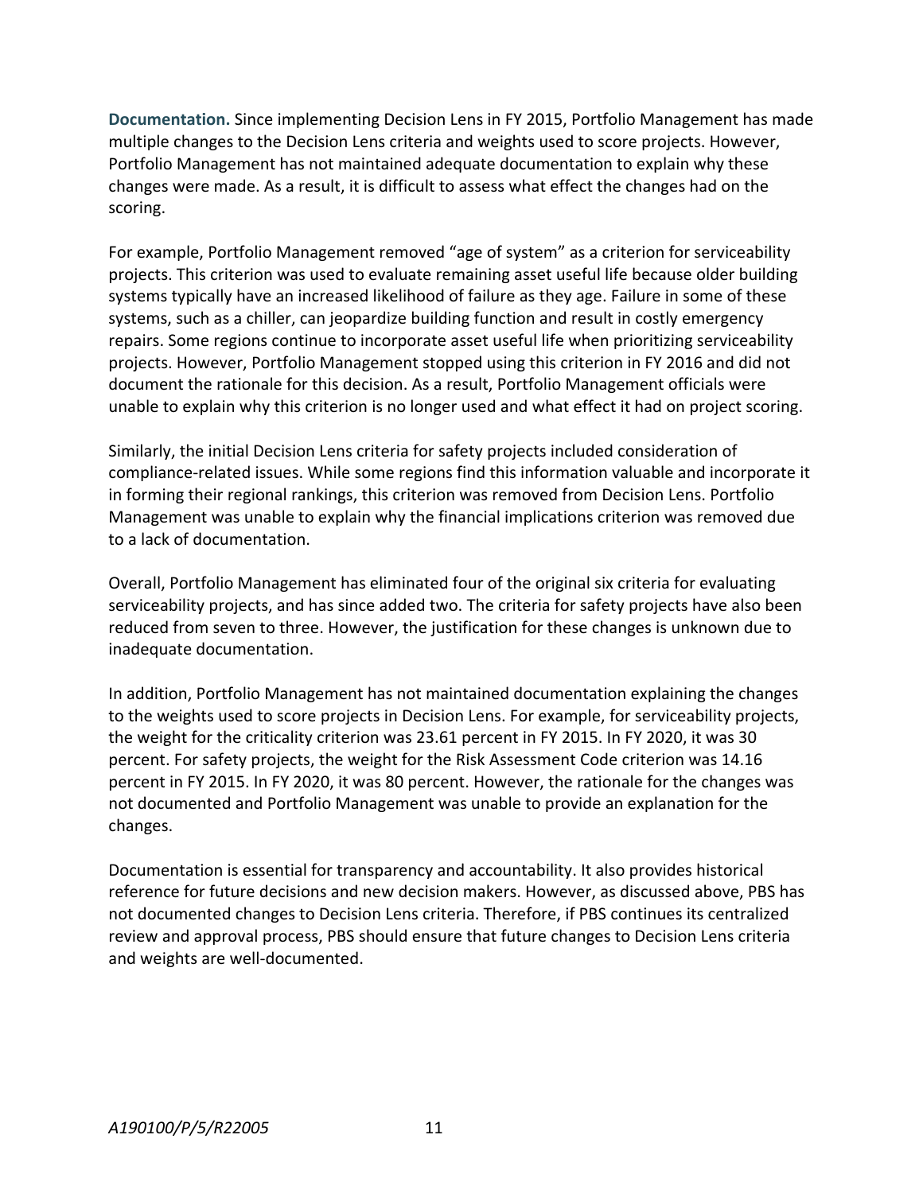**Documentation.** Since implementing Decision Lens in FY 2015, Portfolio Management has made multiple changes to the Decision Lens criteria and weights used to score projects. However, Portfolio Management has not maintained adequate documentation to explain why these changes were made. As a result, it is difficult to assess what effect the changes had on the scoring.

For example, Portfolio Management removed "age of system" as a criterion for serviceability projects. This criterion was used to evaluate remaining asset useful life because older building systems typically have an increased likelihood of failure as they age. Failure in some of these systems, such as a chiller, can jeopardize building function and result in costly emergency repairs. Some regions continue to incorporate asset useful life when prioritizing serviceability projects. However, Portfolio Management stopped using this criterion in FY 2016 and did not document the rationale for this decision. As a result, Portfolio Management officials were unable to explain why this criterion is no longer used and what effect it had on project scoring.

Similarly, the initial Decision Lens criteria for safety projects included consideration of compliance-related issues. While some regions find this information valuable and incorporate it in forming their regional rankings, this criterion was removed from Decision Lens. Portfolio Management was unable to explain why the financial implications criterion was removed due to a lack of documentation.

Overall, Portfolio Management has eliminated four of the original six criteria for evaluating serviceability projects, and has since added two. The criteria for safety projects have also been reduced from seven to three. However, the justification for these changes is unknown due to inadequate documentation.

In addition, Portfolio Management has not maintained documentation explaining the changes to the weights used to score projects in Decision Lens. For example, for serviceability projects, the weight for the criticality criterion was 23.61 percent in FY 2015. In FY 2020, it was 30 percent. For safety projects, the weight for the Risk Assessment Code criterion was 14.16 percent in FY 2015. In FY 2020, it was 80 percent. However, the rationale for the changes was not documented and Portfolio Management was unable to provide an explanation for the changes.

Documentation is essential for transparency and accountability. It also provides historical reference for future decisions and new decision makers. However, as discussed above, PBS has not documented changes to Decision Lens criteria. Therefore, if PBS continues its centralized review and approval process, PBS should ensure that future changes to Decision Lens criteria and weights are well-documented.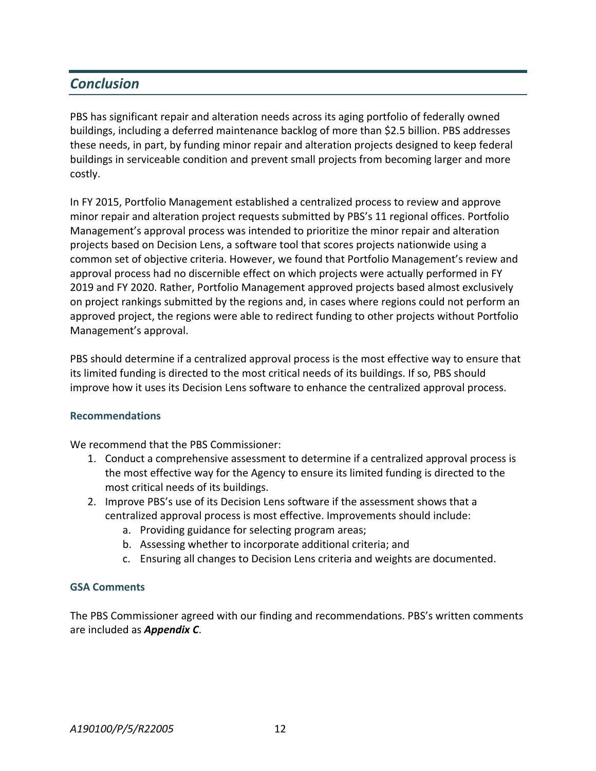## *Conclusion*

PBS has significant repair and alteration needs across its aging portfolio of federally owned buildings, including a deferred maintenance backlog of more than $2.5 billion. PBS addresses these needs, in part, by funding minor repair and alteration projects designed to keep federal buildings in serviceable condition and prevent small projects from becoming larger and more costly.

In FY 2015, Portfolio Management established a centralized process to review and approve minor repair and alteration project requests submitted by PBS's 11 regional offices. Portfolio Management's approval process was intended to prioritize the minor repair and alteration projects based on Decision Lens, a software tool that scores projects nationwide using a common set of objective criteria. However, we found that Portfolio Management's review and approval process had no discernible effect on which projects were actually performed in FY 2019 and FY 2020. Rather, Portfolio Management approved projects based almost exclusively on project rankings submitted by the regions and, in cases where regions could not perform an approved project, the regions were able to redirect funding to other projects without Portfolio Management's approval.

PBS should determine if a centralized approval process is the most effective way to ensure that its limited funding is directed to the most critical needs of its buildings. If so, PBS should improve how it uses its Decision Lens software to enhance the centralized approval process.

### Recommendations

We recommend that the PBS Commissioner:

1. Conduct a comprehensive assessment to determine if a centralized approval process is the most effective way for the Agency to ensure its limited funding is directed to the most critical needs of its buildings.
2. Improve PBS's use of its Decision Lens software if the assessment shows that a centralized approval process is most effective. Improvements should include:
   a. Providing guidance for selecting program areas;
   b. Assessing whether to incorporate additional criteria; and
   c. Ensuring all changes to Decision Lens criteria and weights are documented.

### GSA Comments

The PBS Commissioner agreed with our finding and recommendations. PBS's written comments are included as ***Appendix C***.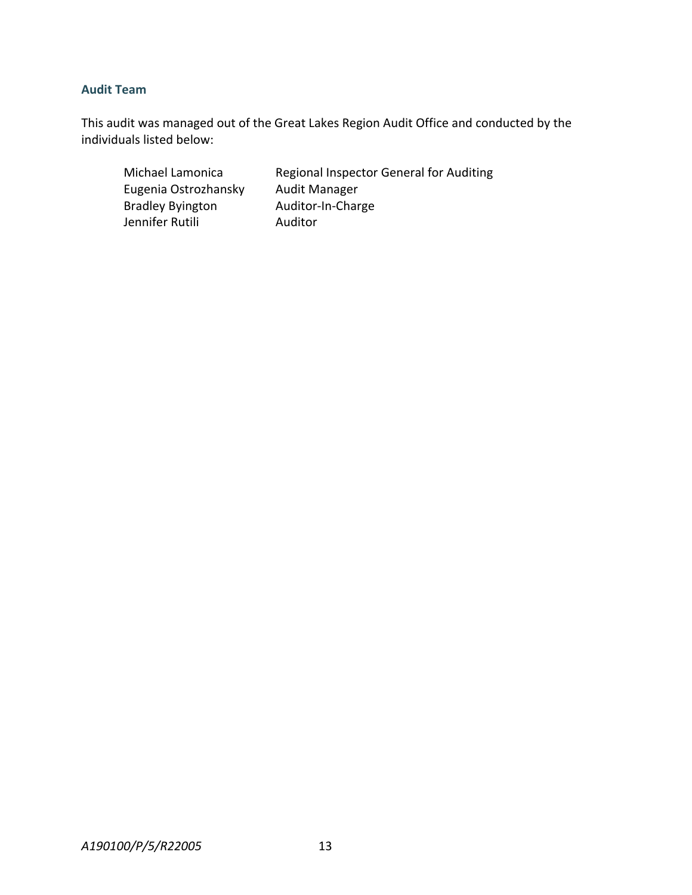### Audit Team

This audit was managed out of the Great Lakes Region Audit Office and conducted by the individuals listed below:

| | |
|---|---|
| Michael Lamonica | Regional Inspector General for Auditing |
| Eugenia Ostrozhansky | Audit Manager |
| Bradley Byington | Auditor-In-Charge |
| Jennifer Rutili | Auditor |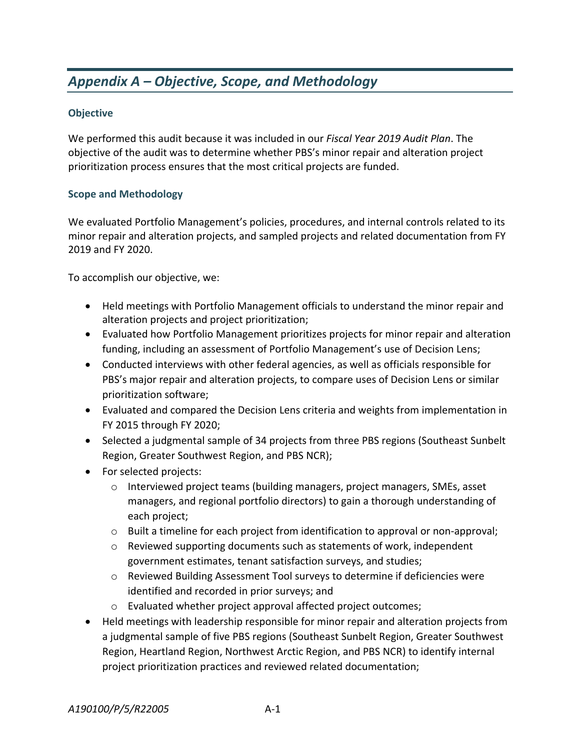## *Appendix A – Objective, Scope, and Methodology*

### Objective

We performed this audit because it was included in our *Fiscal Year 2019 Audit Plan*. The objective of the audit was to determine whether PBS's minor repair and alteration project prioritization process ensures that the most critical projects are funded.

### Scope and Methodology

We evaluated Portfolio Management's policies, procedures, and internal controls related to its minor repair and alteration projects, and sampled projects and related documentation from FY 2019 and FY 2020.

To accomplish our objective, we:

- Held meetings with Portfolio Management officials to understand the minor repair and alteration projects and project prioritization;
- Evaluated how Portfolio Management prioritizes projects for minor repair and alteration funding, including an assessment of Portfolio Management's use of Decision Lens;
- Conducted interviews with other federal agencies, as well as officials responsible for PBS's major repair and alteration projects, to compare uses of Decision Lens or similar prioritization software;
- Evaluated and compared the Decision Lens criteria and weights from implementation in FY 2015 through FY 2020;
- Selected a judgmental sample of 34 projects from three PBS regions (Southeast Sunbelt Region, Greater Southwest Region, and PBS NCR);
- For selected projects:
  - Interviewed project teams (building managers, project managers, SMEs, asset managers, and regional portfolio directors) to gain a thorough understanding of each project;
  - Built a timeline for each project from identification to approval or non-approval;
  - Reviewed supporting documents such as statements of work, independent government estimates, tenant satisfaction surveys, and studies;
  - Reviewed Building Assessment Tool surveys to determine if deficiencies were identified and recorded in prior surveys; and
  - Evaluated whether project approval affected project outcomes;
- Held meetings with leadership responsible for minor repair and alteration projects from a judgmental sample of five PBS regions (Southeast Sunbelt Region, Greater Southwest Region, Heartland Region, Northwest Arctic Region, and PBS NCR) to identify internal project prioritization practices and reviewed related documentation;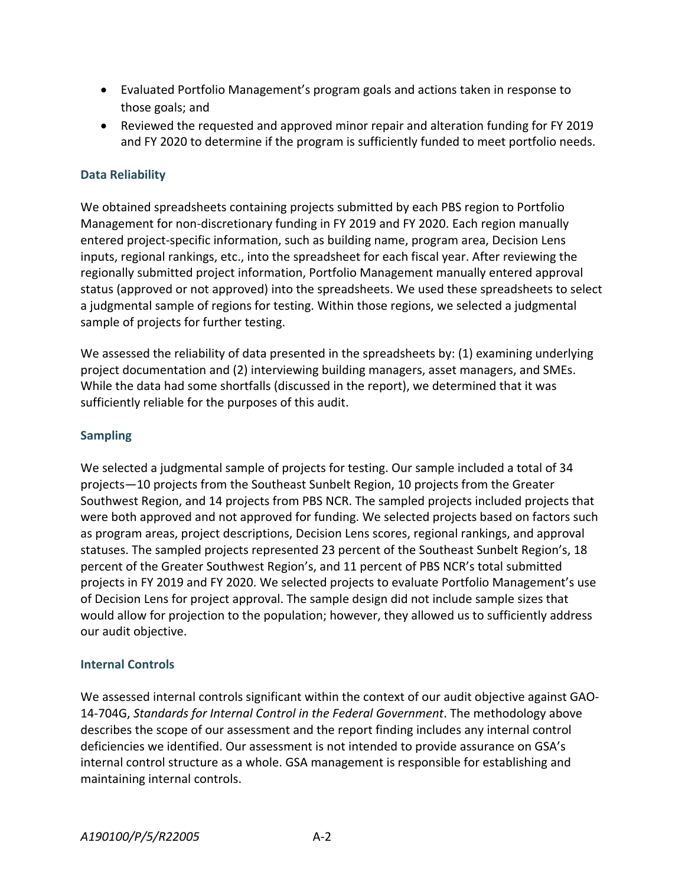- Evaluated Portfolio Management's program goals and actions taken in response to those goals; and
- Reviewed the requested and approved minor repair and alteration funding for FY 2019 and FY 2020 to determine if the program is sufficiently funded to meet portfolio needs.

### Data Reliability

We obtained spreadsheets containing projects submitted by each PBS region to Portfolio Management for non-discretionary funding in FY 2019 and FY 2020. Each region manually entered project-specific information, such as building name, program area, Decision Lens inputs, regional rankings, etc., into the spreadsheet for each fiscal year. After reviewing the regionally submitted project information, Portfolio Management manually entered approval status (approved or not approved) into the spreadsheets. We used these spreadsheets to select a judgmental sample of regions for testing. Within those regions, we selected a judgmental sample of projects for further testing.

We assessed the reliability of data presented in the spreadsheets by: (1) examining underlying project documentation and (2) interviewing building managers, asset managers, and SMEs. While the data had some shortfalls (discussed in the report), we determined that it was sufficiently reliable for the purposes of this audit.

### Sampling

We selected a judgmental sample of projects for testing. Our sample included a total of 34 projects—10 projects from the Southeast Sunbelt Region, 10 projects from the Greater Southwest Region, and 14 projects from PBS NCR. The sampled projects included projects that were both approved and not approved for funding. We selected projects based on factors such as program areas, project descriptions, Decision Lens scores, regional rankings, and approval statuses. The sampled projects represented 23 percent of the Southeast Sunbelt Region's, 18 percent of the Greater Southwest Region's, and 11 percent of PBS NCR's total submitted projects in FY 2019 and FY 2020. We selected projects to evaluate Portfolio Management's use of Decision Lens for project approval. The sample design did not include sample sizes that would allow for projection to the population; however, they allowed us to sufficiently address our audit objective.

### Internal Controls

We assessed internal controls significant within the context of our audit objective against GAO-14-704G, *Standards for Internal Control in the Federal Government*. The methodology above describes the scope of our assessment and the report finding includes any internal control deficiencies we identified. Our assessment is not intended to provide assurance on GSA's internal control structure as a whole. GSA management is responsible for establishing and maintaining internal controls.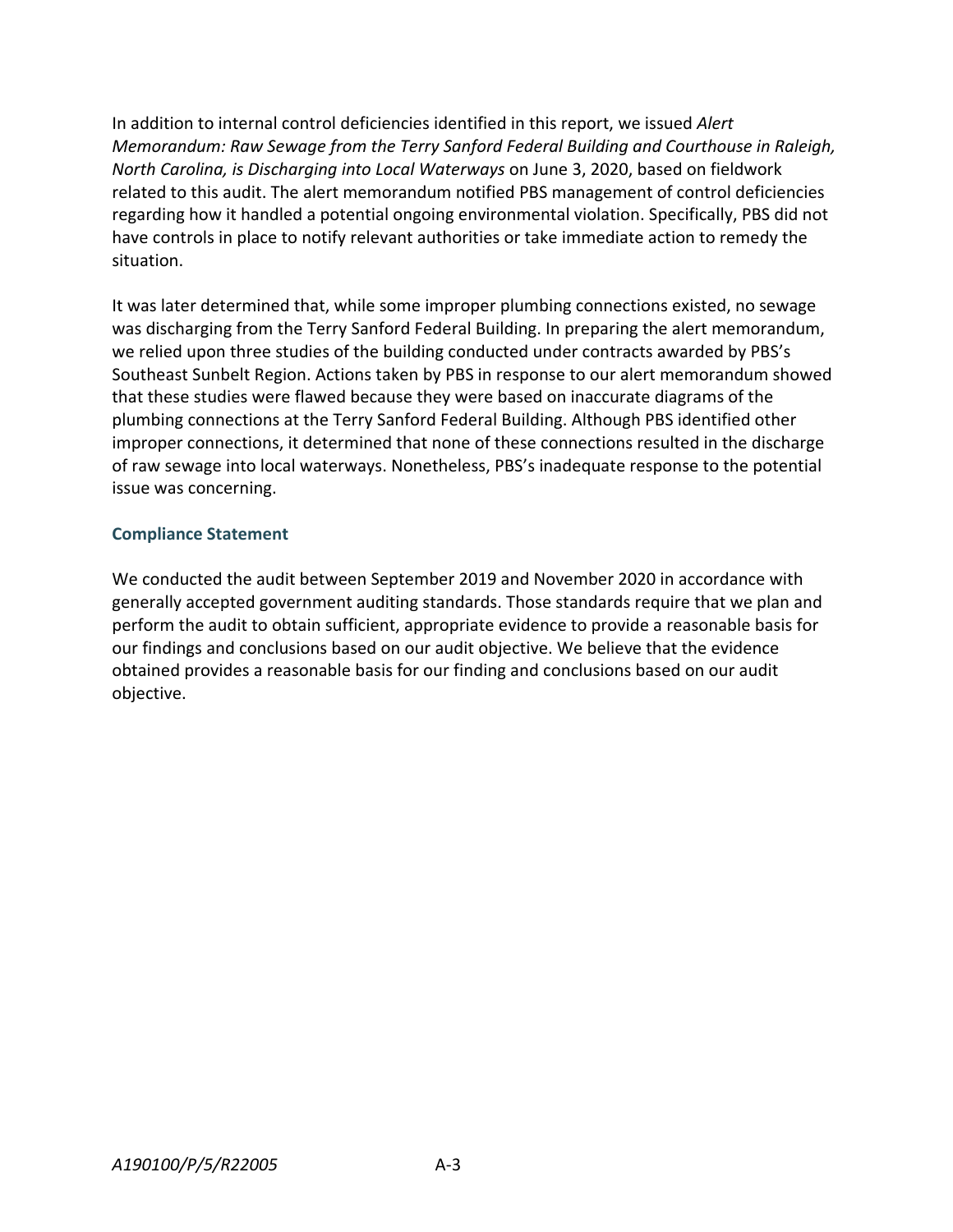In addition to internal control deficiencies identified in this report, we issued *Alert Memorandum: Raw Sewage from the Terry Sanford Federal Building and Courthouse in Raleigh, North Carolina, is Discharging into Local Waterways* on June 3, 2020, based on fieldwork related to this audit. The alert memorandum notified PBS management of control deficiencies regarding how it handled a potential ongoing environmental violation. Specifically, PBS did not have controls in place to notify relevant authorities or take immediate action to remedy the situation.

It was later determined that, while some improper plumbing connections existed, no sewage was discharging from the Terry Sanford Federal Building. In preparing the alert memorandum, we relied upon three studies of the building conducted under contracts awarded by PBS's Southeast Sunbelt Region. Actions taken by PBS in response to our alert memorandum showed that these studies were flawed because they were based on inaccurate diagrams of the plumbing connections at the Terry Sanford Federal Building. Although PBS identified other improper connections, it determined that none of these connections resulted in the discharge of raw sewage into local waterways. Nonetheless, PBS's inadequate response to the potential issue was concerning.

### Compliance Statement

We conducted the audit between September 2019 and November 2020 in accordance with generally accepted government auditing standards. Those standards require that we plan and perform the audit to obtain sufficient, appropriate evidence to provide a reasonable basis for our findings and conclusions based on our audit objective. We believe that the evidence obtained provides a reasonable basis for our finding and conclusions based on our audit objective.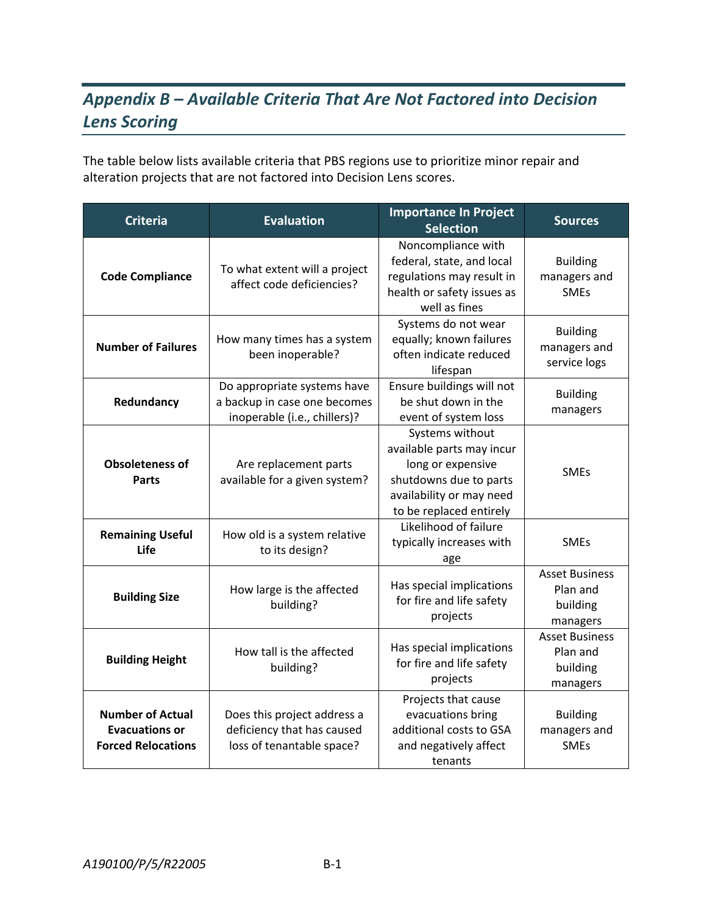## *Appendix B – Available Criteria That Are Not Factored into Decision Lens Scoring*

The table below lists available criteria that PBS regions use to prioritize minor repair and alteration projects that are not factored into Decision Lens scores.

| Criteria | Evaluation | Importance In Project Selection | Sources |
|---|---|---|---|
| **Code Compliance** | To what extent will a project affect code deficiencies? | Noncompliance with federal, state, and local regulations may result in health or safety issues as well as fines | Building managers and SMEs |
| **Number of Failures** | How many times has a system been inoperable? | Systems do not wear equally; known failures often indicate reduced lifespan | Building managers and service logs |
| **Redundancy** | Do appropriate systems have a backup in case one becomes inoperable (i.e., chillers)? | Ensure buildings will not be shut down in the event of system loss | Building managers |
| **Obsoleteness of Parts** | Are replacement parts available for a given system? | Systems without available parts may incur long or expensive shutdowns due to parts availability or may need to be replaced entirely | SMEs |
| **Remaining Useful Life** | How old is a system relative to its design? | Likelihood of failure typically increases with age | SMEs |
| **Building Size** | How large is the affected building? | Has special implications for fire and life safety projects | Asset Business Plan and building managers |
| **Building Height** | How tall is the affected building? | Has special implications for fire and life safety projects | Asset Business Plan and building managers |
| **Number of Actual Evacuations or Forced Relocations** | Does this project address a deficiency that has caused loss of tenantable space? | Projects that cause evacuations bring additional costs to GSA and negatively affect tenants | Building managers and SMEs |

*A190100/P/5/R22005*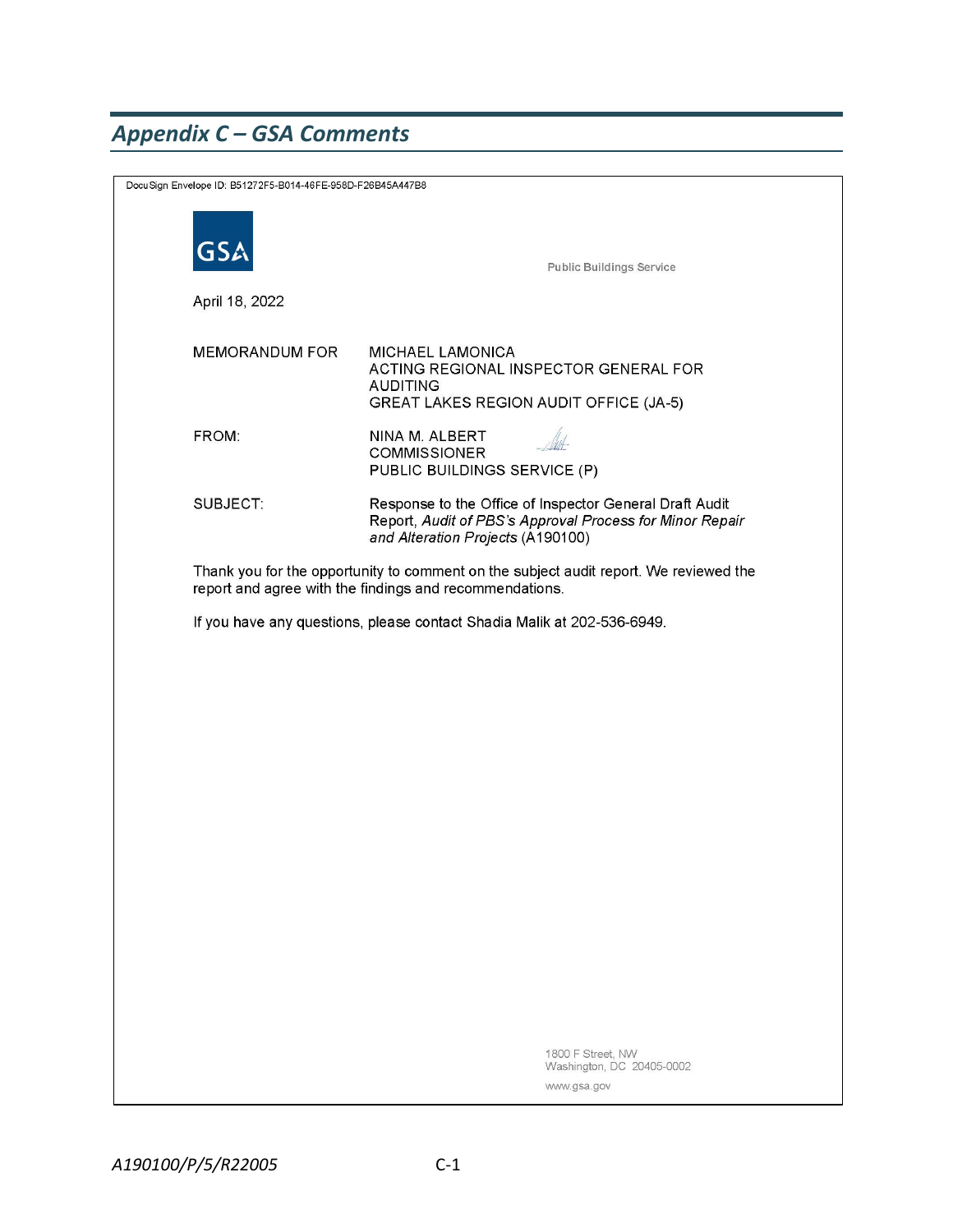## *Appendix C – GSA Comments*

DocuSign Envelope ID: B51272F5-B014-46FE-958D-F26B45A447B8

GSA

Public Buildings Service

April 18, 2022

| | |
|---|---|
| MEMORANDUM FOR | MICHAEL LAMONICA<br>ACTING REGIONAL INSPECTOR GENERAL FOR AUDITING<br>GREAT LAKES REGION AUDIT OFFICE (JA-5) |
| FROM: | NINA M. ALBERT<br>COMMISSIONER<br>PUBLIC BUILDINGS SERVICE (P) |
| SUBJECT: | Response to the Office of Inspector General Draft Audit Report, *Audit of PBS's Approval Process for Minor Repair and Alteration Projects* (A190100) |

Thank you for the opportunity to comment on the subject audit report. We reviewed the report and agree with the findings and recommendations.

If you have any questions, please contact Shadia Malik at 202-536-6949.

1800 F Street, NW
Washington, DC 20405-0002

www.gsa.gov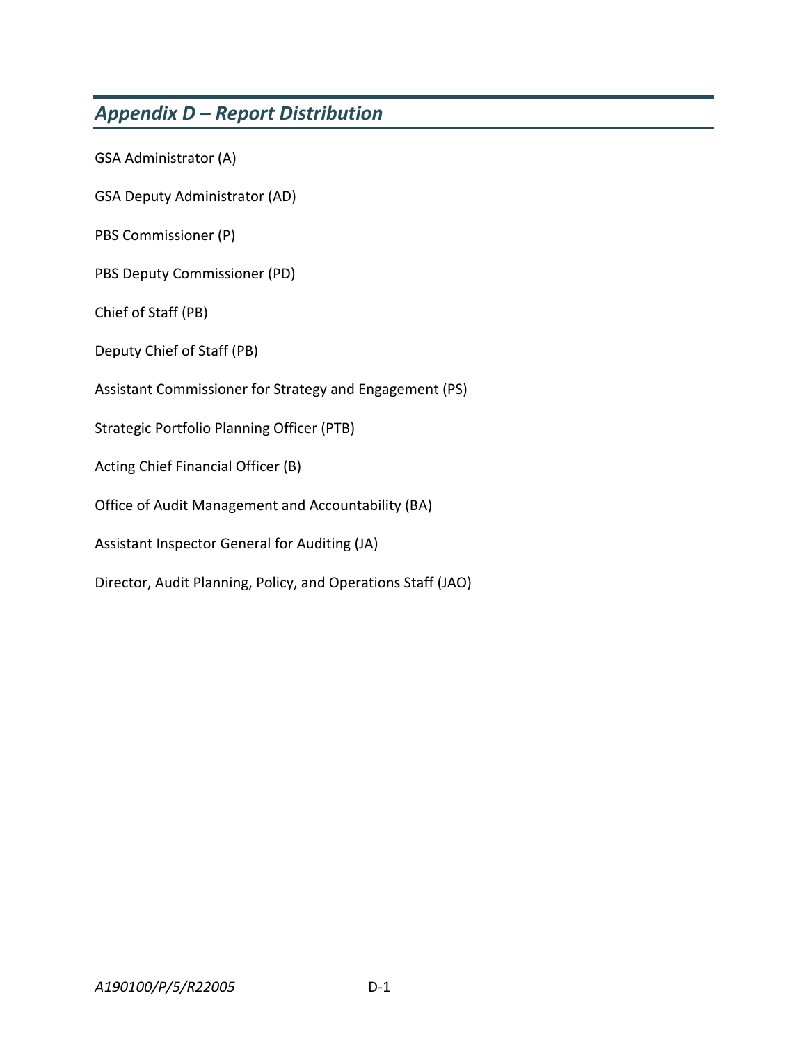## *Appendix D – Report Distribution*

GSA Administrator (A)

GSA Deputy Administrator (AD)

PBS Commissioner (P)

PBS Deputy Commissioner (PD)

Chief of Staff (PB)

Deputy Chief of Staff (PB)

Assistant Commissioner for Strategy and Engagement (PS)

Strategic Portfolio Planning Officer (PTB)

Acting Chief Financial Officer (B)

Office of Audit Management and Accountability (BA)

Assistant Inspector General for Auditing (JA)

Director, Audit Planning, Policy, and Operations Staff (JAO)